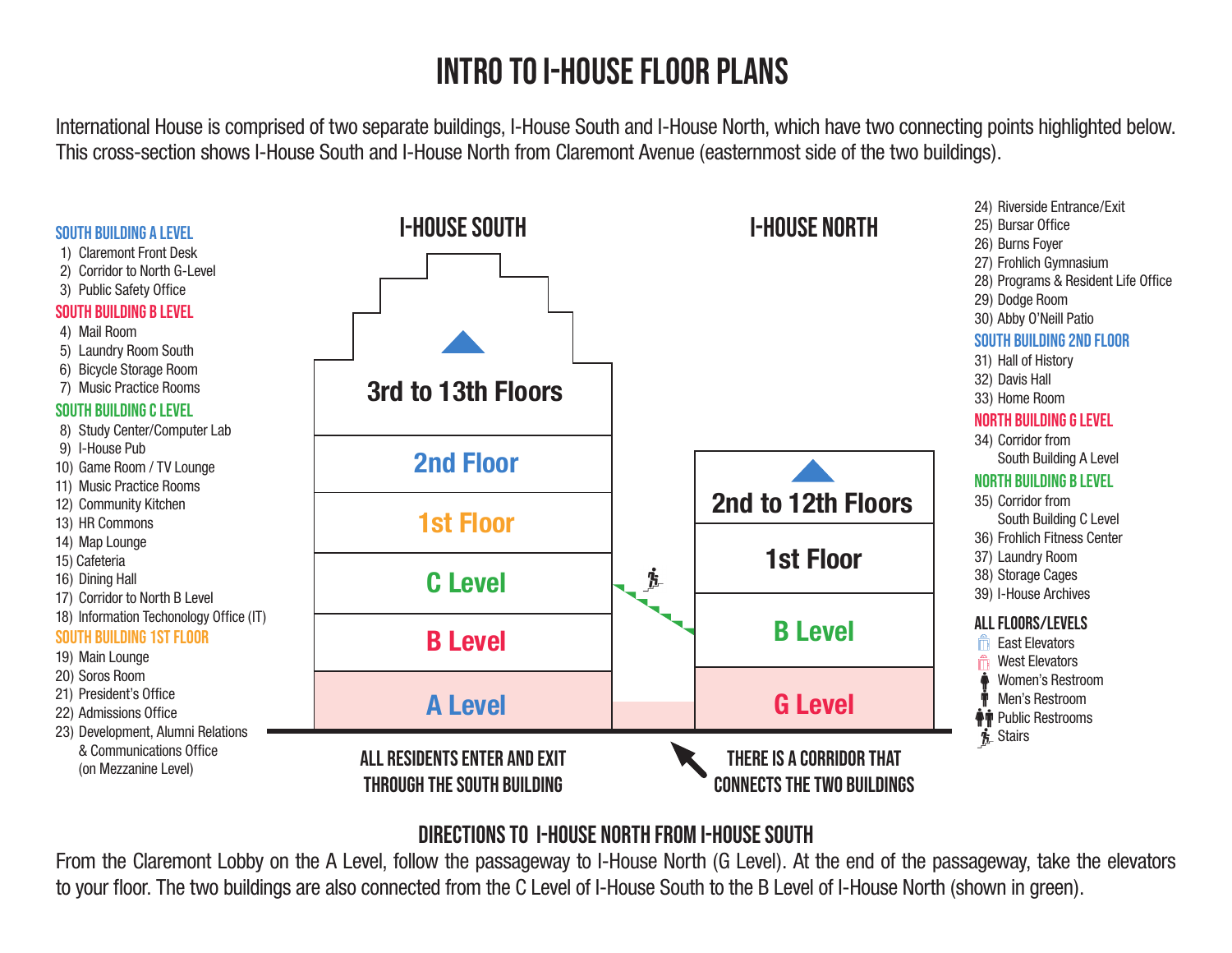# INTRO TO I-HOUSE FLOOR PLANS

International House is comprised of two separate buildings, I-House South and I-House North, which have two connecting points highlighted below. This cross-section shows I-House South and I-House North from Claremont Avenue (easternmost side of the two buildings).

### SOUTH BUILDING A LEVEL

1) Claremont Front Desk
2) Corridor to North G-Level
3) Public Safety Office

### SOUTH BUILDING B LEVEL

4) Mail Room
5) Laundry Room South
6) Bicycle Storage Room
7) Music Practice Rooms

### SOUTH BUILDING C LEVEL

8) Study Center/Computer Lab
9) I-House Pub
10) Game Room / TV Lounge
11) Music Practice Rooms
12) Community Kitchen
13) HR Commons
14) Map Lounge
15) Cafeteria
16) Dining Hall
17) Corridor to North B Level
18) Information Techonology Office (IT)

### SOUTH BUILDING 1ST FLOOR

19) Main Lounge
20) Soros Room
21) President's Office
22) Admissions Office
23) Development, Alumni Relations & Communications Office (on Mezzanine Level)
24) Riverside Entrance/Exit
25) Bursar Office
26) Burns Foyer
27) Frohlich Gymnasium
28) Programs & Resident Life Office
29) Dodge Room
30) Abby O'Neill Patio

### SOUTH BUILDING 2ND FLOOR

31) Hall of History
32) Davis Hall
33) Home Room

### NORTH BUILDING G LEVEL

34) Corridor from South Building A Level

### NORTH BUILDING B LEVEL

35) Corridor from South Building C Level
36) Frohlich Fitness Center
37) Laundry Room
38) Storage Cages
39) I-House Archives

### ALL FLOORS/LEVELS

- East Elevators
- West Elevators
- Women's Restroom
- Men's Restroom
- Public Restrooms
- Stairs

**I-HOUSE SOUTH**: 3rd to 13th Floors; 2nd Floor; 1st Floor; C Level; B Level; A Level

**I-HOUSE NORTH**: 2nd to 12th Floors; 1st Floor; B Level; G Level

ALL RESIDENTS ENTER AND EXIT THROUGH THE SOUTH BUILDING

THERE IS A CORRIDOR THAT CONNECTS THE TWO BUILDINGS

## DIRECTIONS TO I-HOUSE NORTH FROM I-HOUSE SOUTH

From the Claremont Lobby on the A Level, follow the passageway to I-House North (G Level). At the end of the passageway, take the elevators to your floor. The two buildings are also connected from the C Level of I-House South to the B Level of I-House North (shown in green).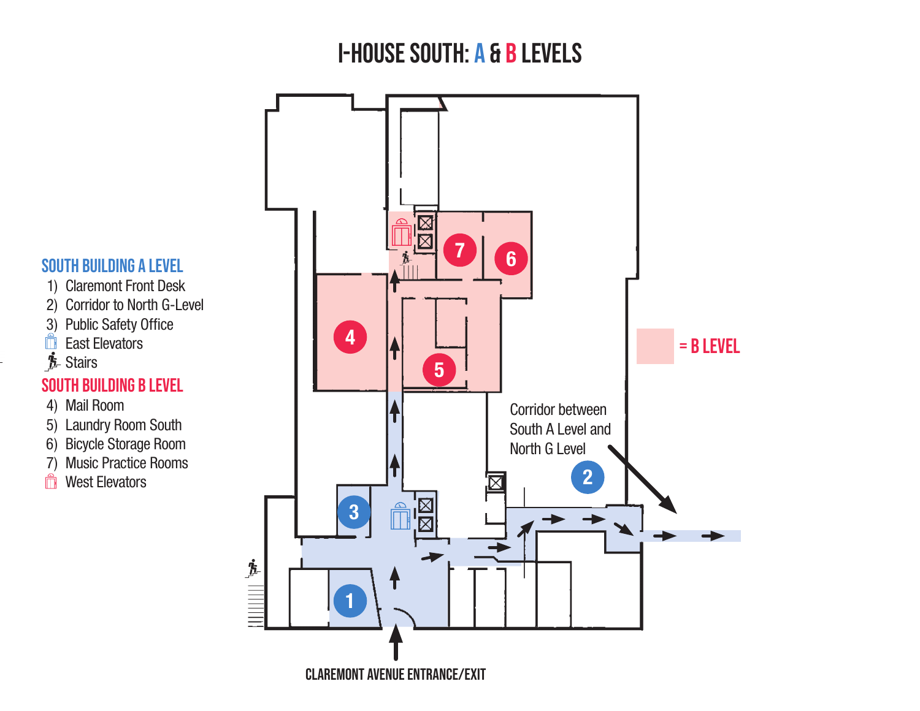# I-HOUSE SOUTH: A & B LEVELS

## SOUTH BUILDING A LEVEL

1) Claremont Front Desk
2) Corridor to North G-Level
3) Public Safety Office

- East Elevators
- Stairs

## SOUTH BUILDING B LEVEL

4) Mail Room
5) Laundry Room South
6) Bicycle Storage Room
7) Music Practice Rooms

- West Elevators

= B LEVEL

Corridor between South A Level and North G Level

CLAREMONT AVENUE ENTRANCE/EXIT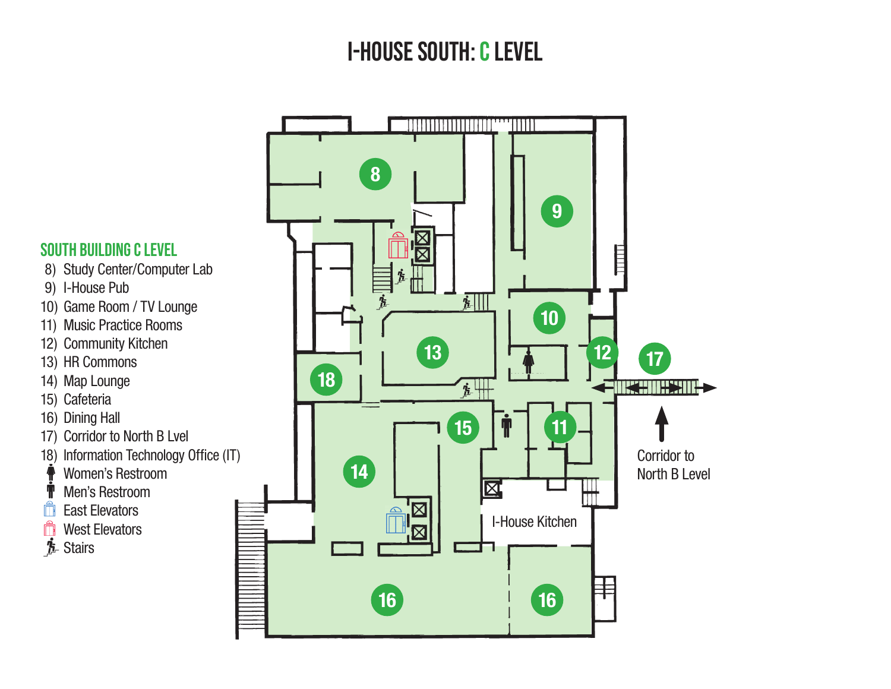# I-HOUSE SOUTH: C LEVEL

## SOUTH BUILDING C LEVEL

8) Study Center/Computer Lab
9) I-House Pub
10) Game Room / TV Lounge
11) Music Practice Rooms
12) Community Kitchen
13) HR Commons
14) Map Lounge
15) Cafeteria
16) Dining Hall
17) Corridor to North B Lvel
18) Information Technology Office (IT)

- Women's Restroom
- Men's Restroom
- East Elevators
- West Elevators
- Stairs

I-House Kitchen

Corridor to North B Level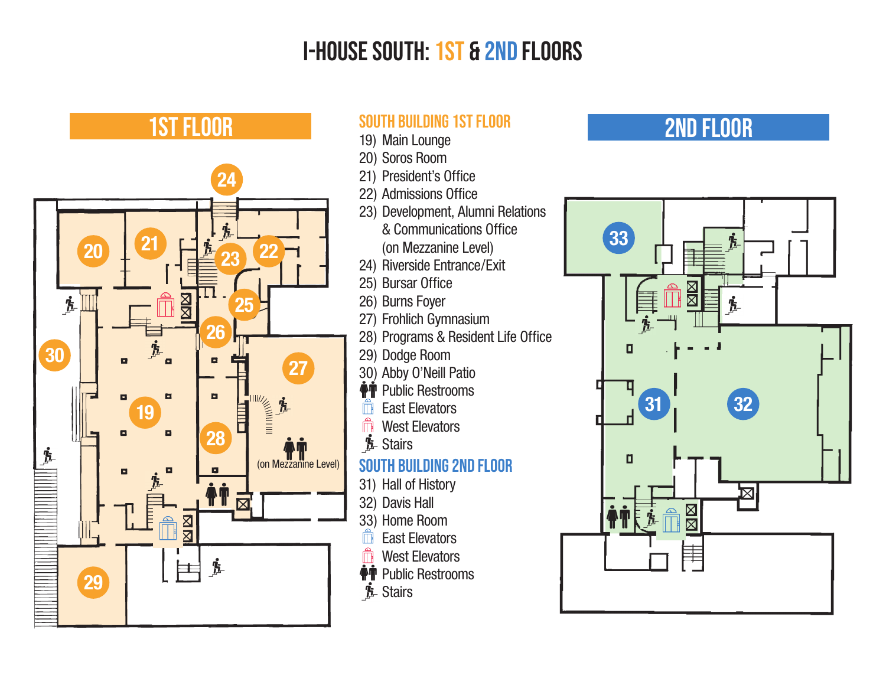# I-HOUSE SOUTH: 1ST & 2ND FLOORS

## 1ST FLOOR

## 2ND FLOOR

### SOUTH BUILDING 1ST FLOOR

19) Main Lounge
20) Soros Room
21) President's Office
22) Admissions Office
23) Development, Alumni Relations & Communications Office (on Mezzanine Level)
24) Riverside Entrance/Exit
25) Bursar Office
26) Burns Foyer
27) Frohlich Gymnasium
28) Programs & Resident Life Office
29) Dodge Room
30) Abby O'Neill Patio

- Public Restrooms
- East Elevators
- West Elevators
- Stairs

(on Mezzanine Level)

### SOUTH BUILDING 2ND FLOOR

31) Hall of History
32) Davis Hall
33) Home Room

- East Elevators
- West Elevators
- Public Restrooms
- Stairs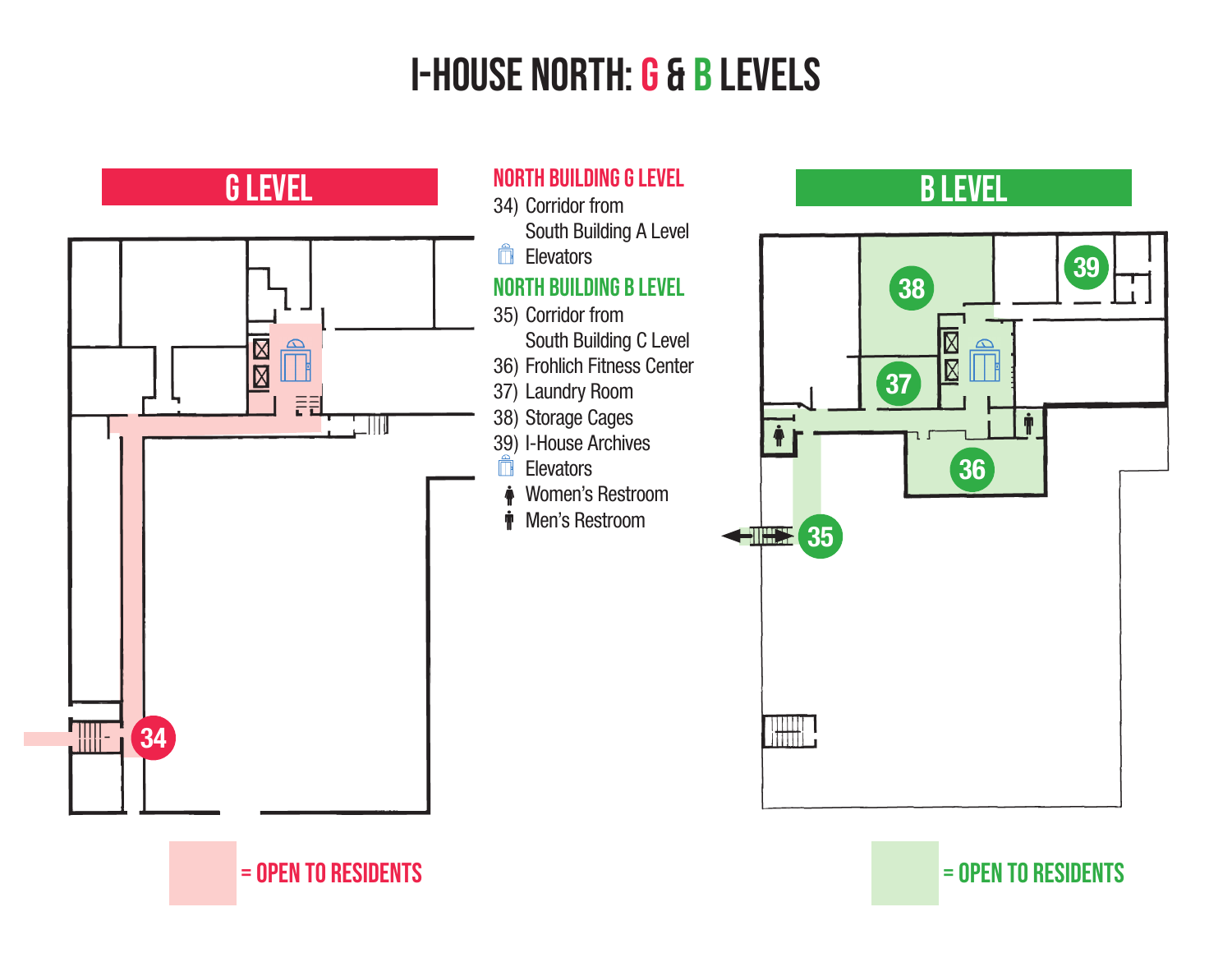# I-HOUSE NORTH: G & B LEVELS

## G LEVEL

34

= OPEN TO RESIDENTS

## NORTH BUILDING G LEVEL

34) Corridor from South Building A Level

Elevators

## NORTH BUILDING B LEVEL

35) Corridor from South Building C Level

36) Frohlich Fitness Center

37) Laundry Room

38) Storage Cages

39) I-House Archives

Elevators

Women's Restroom

Men's Restroom

## B LEVEL

38

39

37

36

35

= OPEN TO RESIDENTS